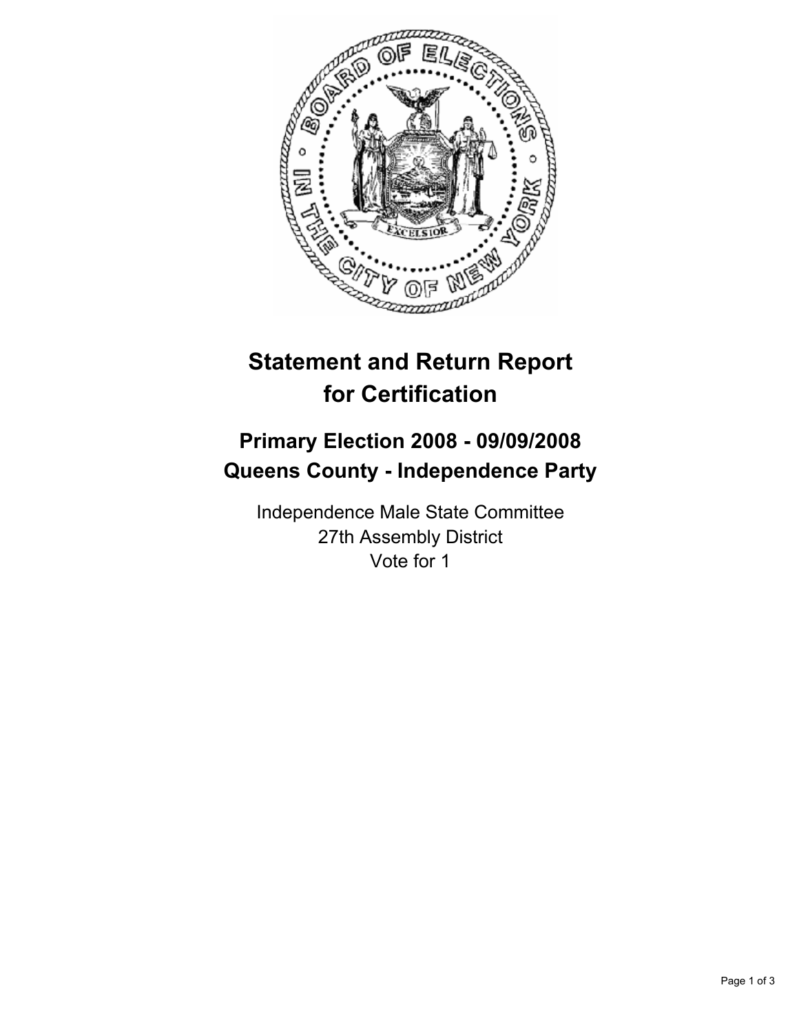# Statement and Return Report for Certification

## Primary Election 2008 - 09/09/2008
## Queens County - Independence Party

Independence Male State Committee
27th Assembly District
Vote for 1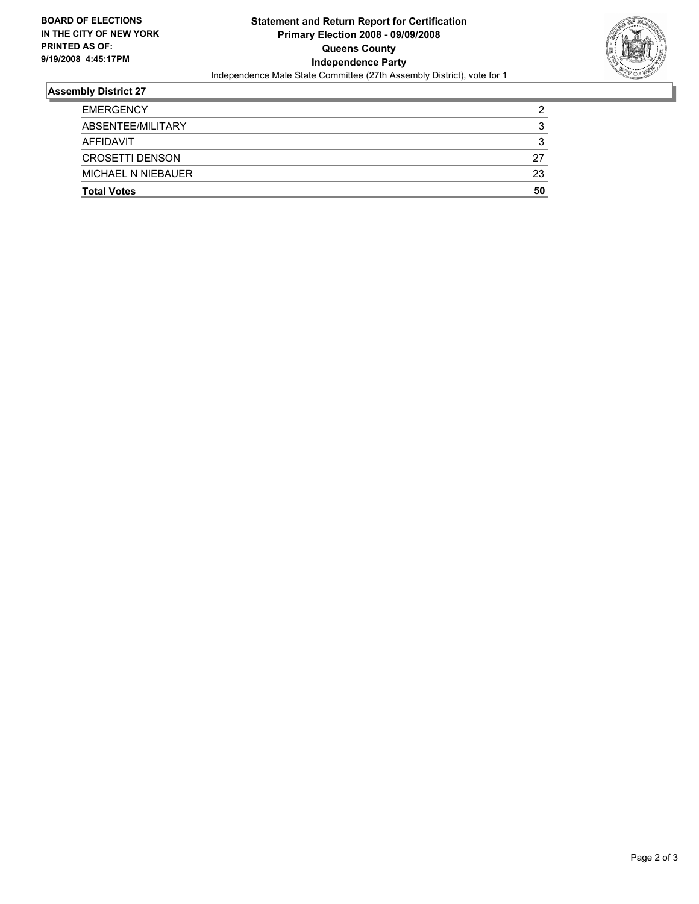**BOARD OF ELECTIONS IN THE CITY OF NEW YORK PRINTED AS OF: 9/19/2008 4:45:17PM**

# Statement and Return Report for Certification
## Primary Election 2008 - 09/09/2008
## Queens County
## Independence Party

Independence Male State Committee (27th Assembly District), vote for 1

### Assembly District 27

| | |
|---|---|
| EMERGENCY | 2 |
| ABSENTEE/MILITARY | 3 |
| AFFIDAVIT | 3 |
| CROSETTI DENSON | 27 |
| MICHAEL N NIEBAUER | 23 |
| **Total Votes** | **50** |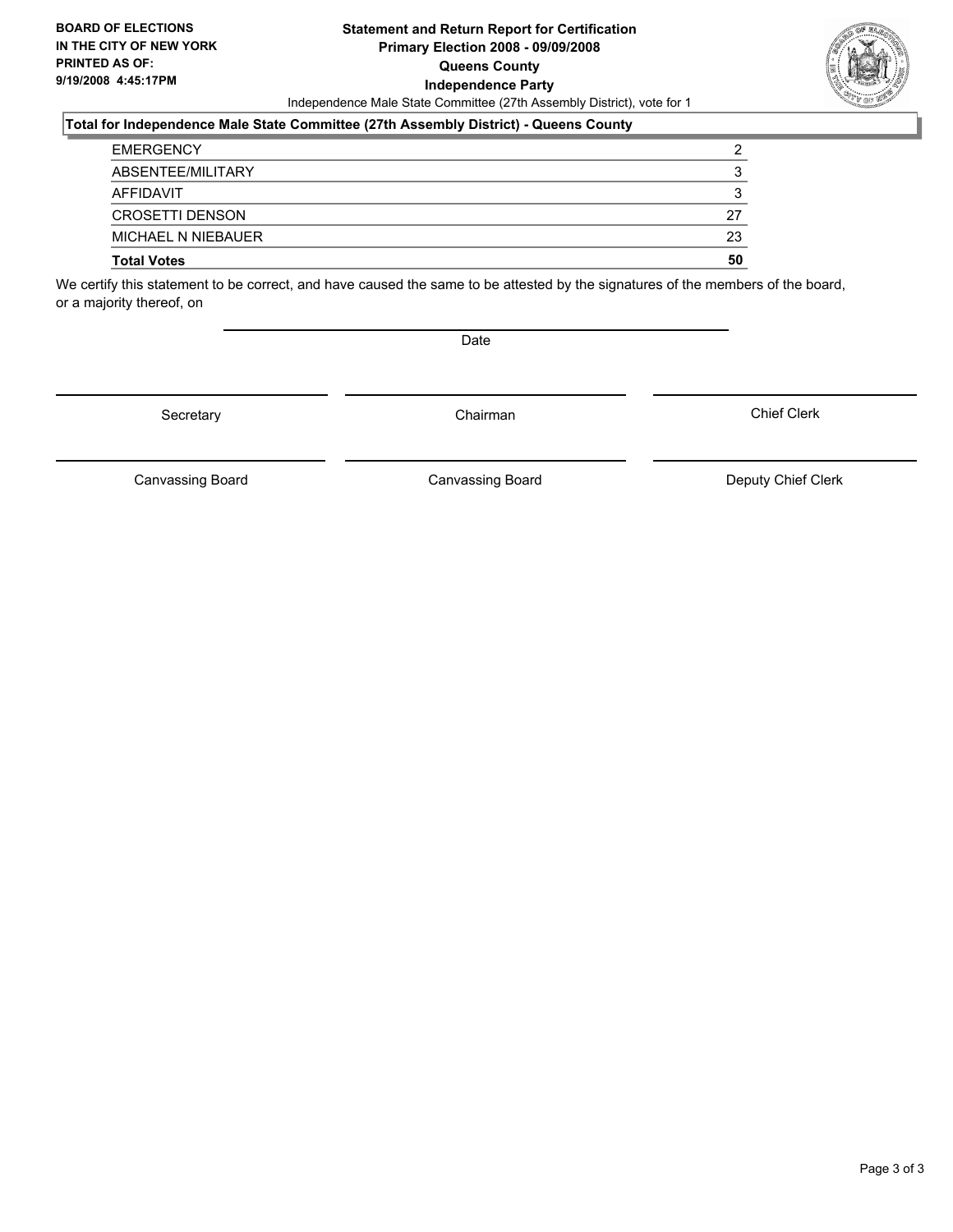**BOARD OF ELECTIONS IN THE CITY OF NEW YORK PRINTED AS OF: 9/19/2008 4:45:17PM**

**Statement and Return Report for Certification**
**Primary Election 2008 - 09/09/2008**
**Queens County**
**Independence Party**

Independence Male State Committee (27th Assembly District), vote for 1

**Total for Independence Male State Committee (27th Assembly District) - Queens County**

| | |
|---|---|
| EMERGENCY | 2 |
| ABSENTEE/MILITARY | 3 |
| AFFIDAVIT | 3 |
| CROSETTI DENSON | 27 |
| MICHAEL N NIEBAUER | 23 |
| **Total Votes** | **50** |

We certify this statement to be correct, and have caused the same to be attested by the signatures of the members of the board, or a majority thereof, on

Date

Secretary | Chairman | Chief Clerk

Canvassing Board | Canvassing Board | Deputy Chief Clerk